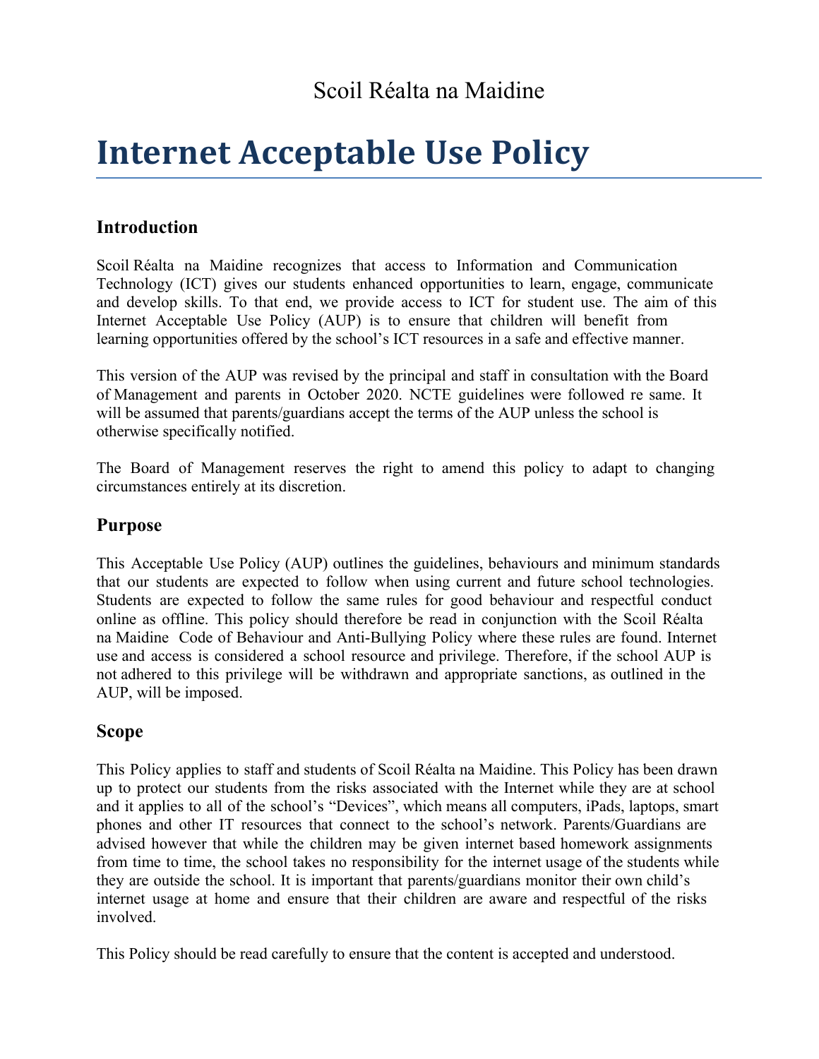Scoil Réalta na Maidine

# Internet Acceptable Use Policy

## Introduction

Scoil Réalta na Maidine recognizes that access to Information and Communication Technology (ICT) gives our students enhanced opportunities to learn, engage, communicate and develop skills. To that end, we provide access to ICT for student use. The aim of this Internet Acceptable Use Policy (AUP) is to ensure that children will benefit from learning opportunities offered by the school's ICT resources in a safe and effective manner.

This version of the AUP was revised by the principal and staff in consultation with the Board of Management and parents in October 2020. NCTE guidelines were followed re same. It will be assumed that parents/guardians accept the terms of the AUP unless the school is otherwise specifically notified.

The Board of Management reserves the right to amend this policy to adapt to changing circumstances entirely at its discretion.

## Purpose

This Acceptable Use Policy (AUP) outlines the guidelines, behaviours and minimum standards that our students are expected to follow when using current and future school technologies. Students are expected to follow the same rules for good behaviour and respectful conduct online as offline. This policy should therefore be read in conjunction with the Scoil Réalta na Maidine Code of Behaviour and Anti-Bullying Policy where these rules are found. Internet use and access is considered a school resource and privilege. Therefore, if the school AUP is not adhered to this privilege will be withdrawn and appropriate sanctions, as outlined in the AUP, will be imposed.

## Scope

This Policy applies to staff and students of Scoil Réalta na Maidine. This Policy has been drawn up to protect our students from the risks associated with the Internet while they are at school and it applies to all of the school's "Devices", which means all computers, iPads, laptops, smart phones and other IT resources that connect to the school's network. Parents/Guardians are advised however that while the children may be given internet based homework assignments from time to time, the school takes no responsibility for the internet usage of the students while they are outside the school. It is important that parents/guardians monitor their own child's internet usage at home and ensure that their children are aware and respectful of the risks involved.

This Policy should be read carefully to ensure that the content is accepted and understood.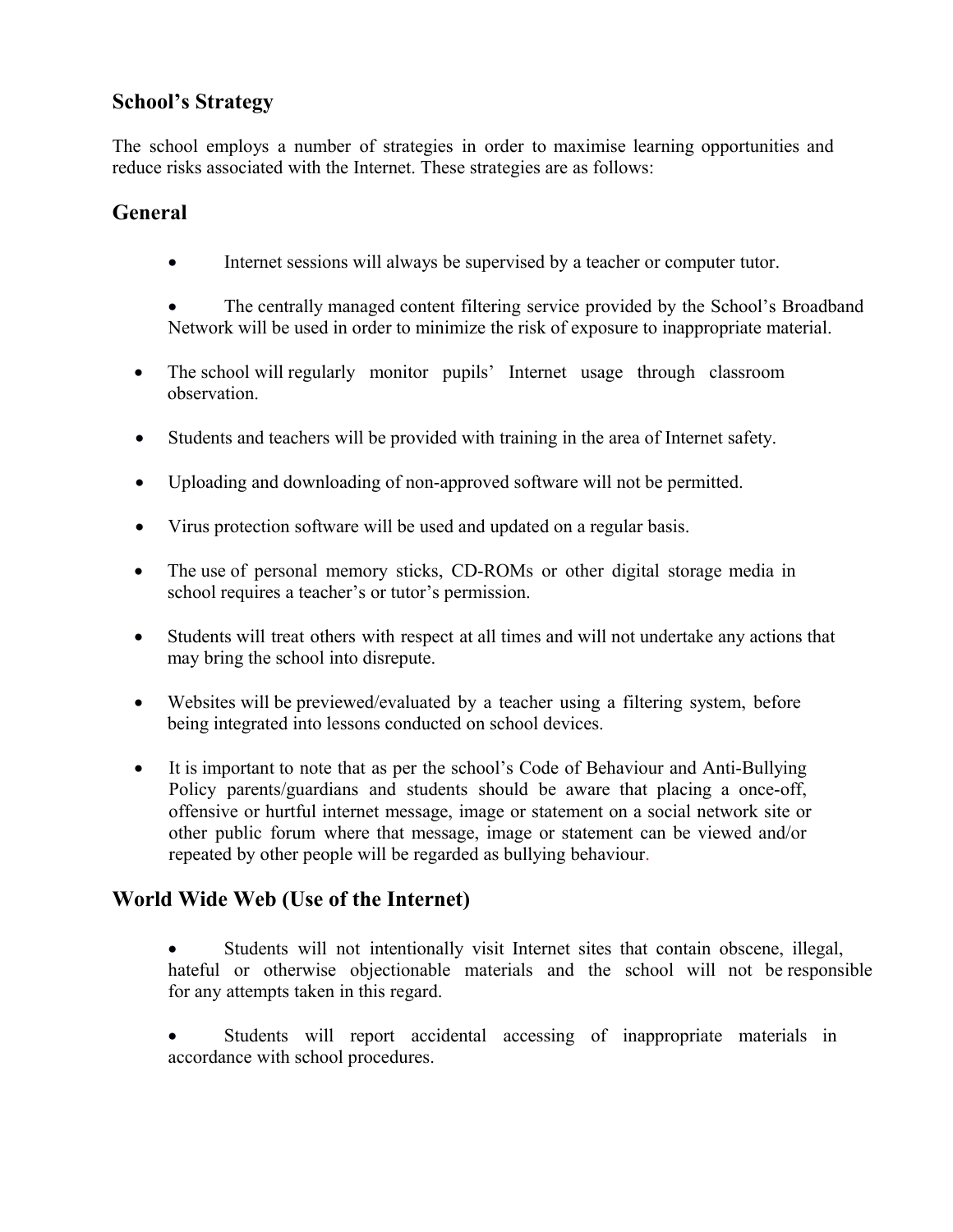## School's Strategy

The school employs a number of strategies in order to maximise learning opportunities and reduce risks associated with the Internet. These strategies are as follows:

## General

- Internet sessions will always be supervised by a teacher or computer tutor.
- The centrally managed content filtering service provided by the School's Broadband Network will be used in order to minimize the risk of exposure to inappropriate material.
- The school will regularly monitor pupils' Internet usage through classroom observation.
- Students and teachers will be provided with training in the area of Internet safety.
- Uploading and downloading of non-approved software will not be permitted.
- Virus protection software will be used and updated on a regular basis.
- The use of personal memory sticks, CD-ROMs or other digital storage media in school requires a teacher's or tutor's permission.
- Students will treat others with respect at all times and will not undertake any actions that may bring the school into disrepute.
- Websites will be previewed/evaluated by a teacher using a filtering system, before being integrated into lessons conducted on school devices.
- It is important to note that as per the school's Code of Behaviour and Anti-Bullying Policy parents/guardians and students should be aware that placing a once-off, offensive or hurtful internet message, image or statement on a social network site or other public forum where that message, image or statement can be viewed and/or repeated by other people will be regarded as bullying behaviour.

## World Wide Web (Use of the Internet)

- Students will not intentionally visit Internet sites that contain obscene, illegal, hateful or otherwise objectionable materials and the school will not be responsible for any attempts taken in this regard.
- Students will report accidental accessing of inappropriate materials in accordance with school procedures.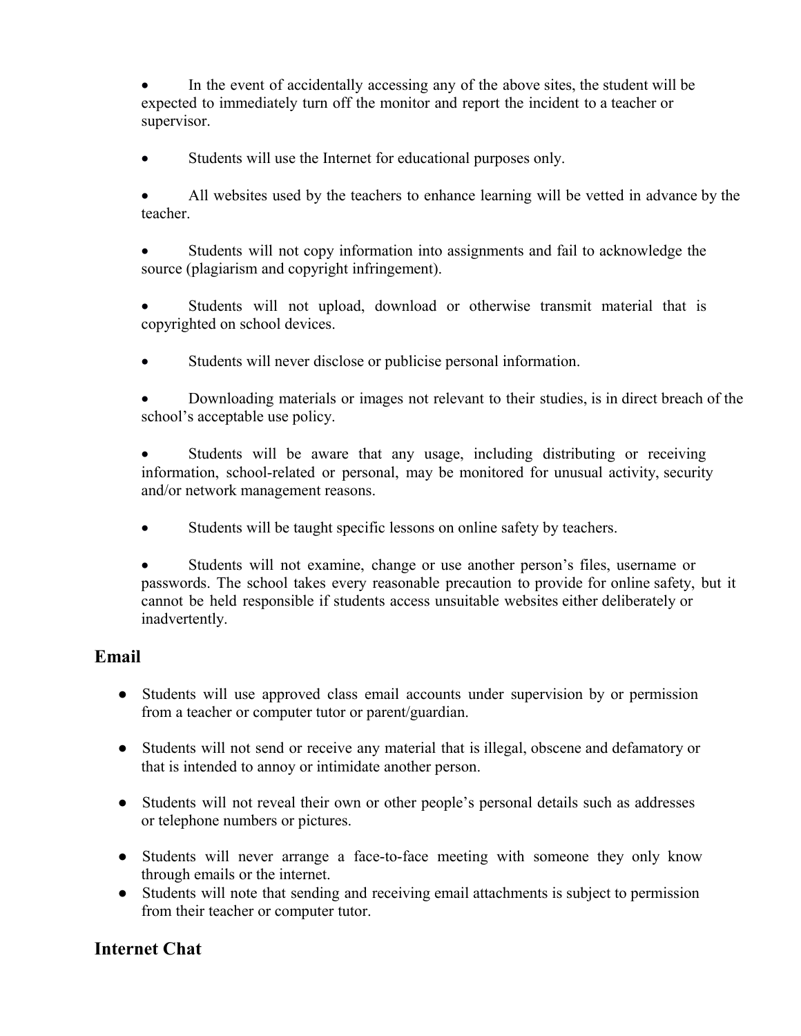- In the event of accidentally accessing any of the above sites, the student will be expected to immediately turn off the monitor and report the incident to a teacher or supervisor.

- Students will use the Internet for educational purposes only.

- All websites used by the teachers to enhance learning will be vetted in advance by the teacher.

- Students will not copy information into assignments and fail to acknowledge the source (plagiarism and copyright infringement).

- Students will not upload, download or otherwise transmit material that is copyrighted on school devices.

- Students will never disclose or publicise personal information.

- Downloading materials or images not relevant to their studies, is in direct breach of the school's acceptable use policy.

- Students will be aware that any usage, including distributing or receiving information, school-related or personal, may be monitored for unusual activity, security and/or network management reasons.

- Students will be taught specific lessons on online safety by teachers.

- Students will not examine, change or use another person's files, username or passwords. The school takes every reasonable precaution to provide for online safety, but it cannot be held responsible if students access unsuitable websites either deliberately or inadvertently.

## Email

- Students will use approved class email accounts under supervision by or permission from a teacher or computer tutor or parent/guardian.

- Students will not send or receive any material that is illegal, obscene and defamatory or that is intended to annoy or intimidate another person.

- Students will not reveal their own or other people's personal details such as addresses or telephone numbers or pictures.

- Students will never arrange a face-to-face meeting with someone they only know through emails or the internet.
- Students will note that sending and receiving email attachments is subject to permission from their teacher or computer tutor.

## Internet Chat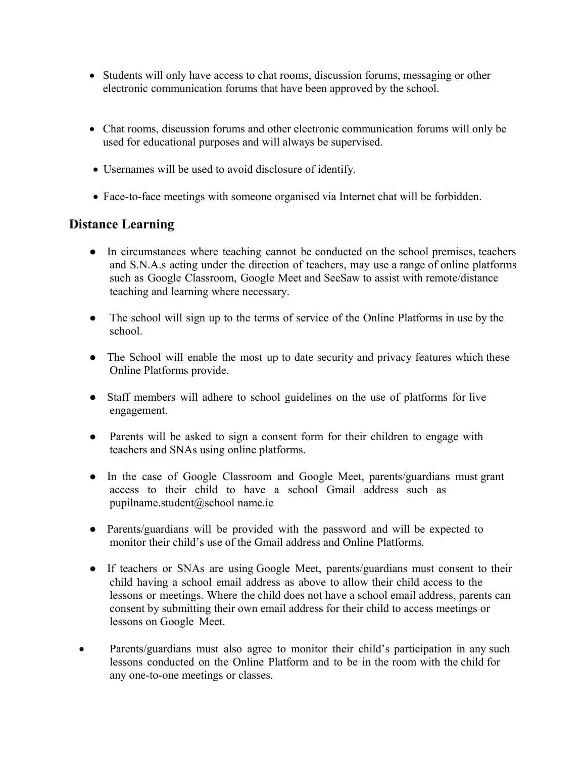- Students will only have access to chat rooms, discussion forums, messaging or other electronic communication forums that have been approved by the school.

- Chat rooms, discussion forums and other electronic communication forums will only be used for educational purposes and will always be supervised.

- Usernames will be used to avoid disclosure of identify.

- Face-to-face meetings with someone organised via Internet chat will be forbidden.

## Distance Learning

- In circumstances where teaching cannot be conducted on the school premises, teachers and S.N.A.s acting under the direction of teachers, may use a range of online platforms such as Google Classroom, Google Meet and SeeSaw to assist with remote/distance teaching and learning where necessary.

- The school will sign up to the terms of service of the Online Platforms in use by the school.

- The School will enable the most up to date security and privacy features which these Online Platforms provide.

- Staff members will adhere to school guidelines on the use of platforms for live engagement.

- Parents will be asked to sign a consent form for their children to engage with teachers and SNAs using online platforms.

- In the case of Google Classroom and Google Meet, parents/guardians must grant access to their child to have a school Gmail address such as pupilname.student@school name.ie

- Parents/guardians will be provided with the password and will be expected to monitor their child's use of the Gmail address and Online Platforms.

- If teachers or SNAs are using Google Meet, parents/guardians must consent to their child having a school email address as above to allow their child access to the lessons or meetings. Where the child does not have a school email address, parents can consent by submitting their own email address for their child to access meetings or lessons on Google Meet.

- Parents/guardians must also agree to monitor their child's participation in any such lessons conducted on the Online Platform and to be in the room with the child for any one-to-one meetings or classes.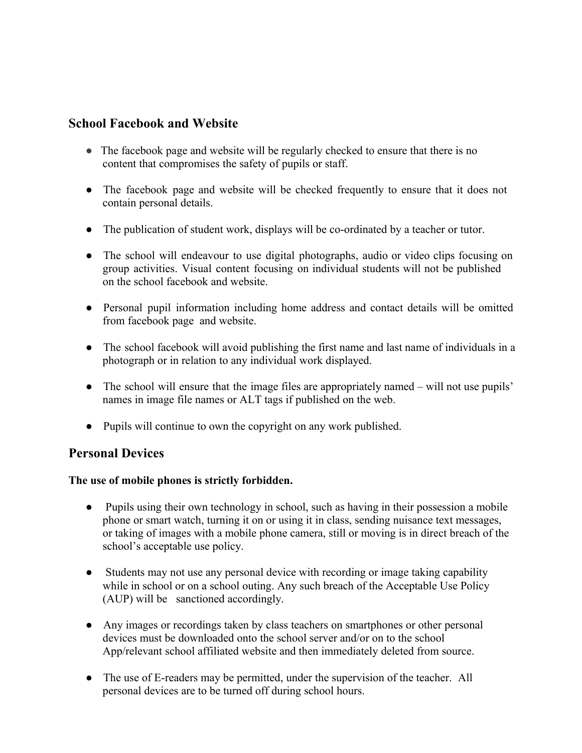## School Facebook and Website

- The facebook page and website will be regularly checked to ensure that there is no content that compromises the safety of pupils or staff.

- The facebook page and website will be checked frequently to ensure that it does not contain personal details.

- The publication of student work, displays will be co-ordinated by a teacher or tutor.

- The school will endeavour to use digital photographs, audio or video clips focusing on group activities. Visual content focusing on individual students will not be published on the school facebook and website.

- Personal pupil information including home address and contact details will be omitted from facebook page and website.

- The school facebook will avoid publishing the first name and last name of individuals in a photograph or in relation to any individual work displayed.

- The school will ensure that the image files are appropriately named – will not use pupils' names in image file names or ALT tags if published on the web.

- Pupils will continue to own the copyright on any work published.

## Personal Devices

**The use of mobile phones is strictly forbidden.**

- Pupils using their own technology in school, such as having in their possession a mobile phone or smart watch, turning it on or using it in class, sending nuisance text messages, or taking of images with a mobile phone camera, still or moving is in direct breach of the school's acceptable use policy.

- Students may not use any personal device with recording or image taking capability while in school or on a school outing. Any such breach of the Acceptable Use Policy (AUP) will be sanctioned accordingly.

- Any images or recordings taken by class teachers on smartphones or other personal devices must be downloaded onto the school server and/or on to the school App/relevant school affiliated website and then immediately deleted from source.

- The use of E-readers may be permitted, under the supervision of the teacher. All personal devices are to be turned off during school hours.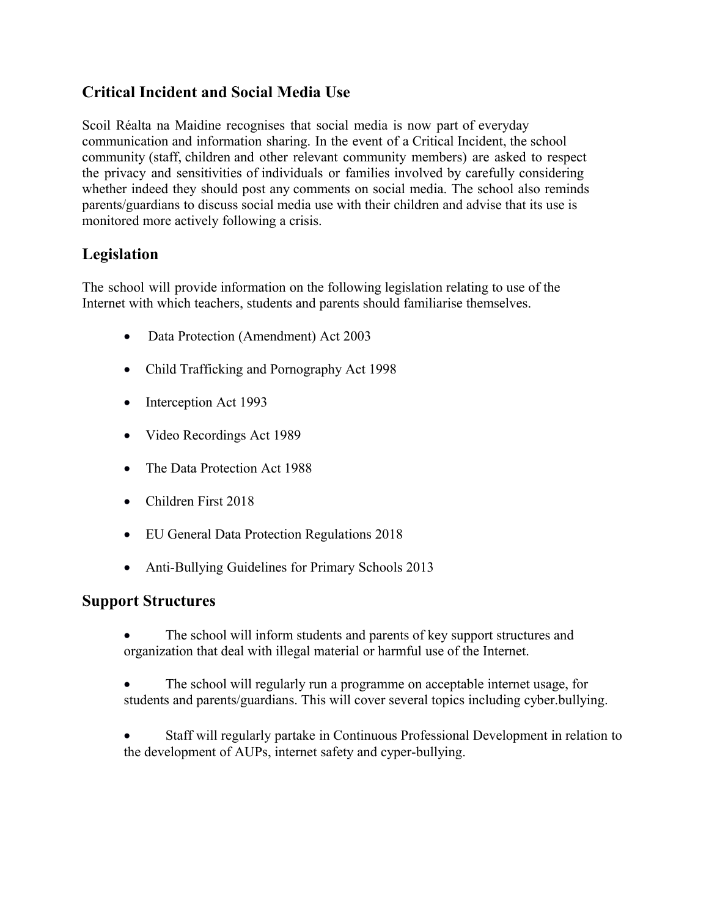## Critical Incident and Social Media Use

Scoil Réalta na Maidine recognises that social media is now part of everyday communication and information sharing. In the event of a Critical Incident, the school community (staff, children and other relevant community members) are asked to respect the privacy and sensitivities of individuals or families involved by carefully considering whether indeed they should post any comments on social media. The school also reminds parents/guardians to discuss social media use with their children and advise that its use is monitored more actively following a crisis.

## Legislation

The school will provide information on the following legislation relating to use of the Internet with which teachers, students and parents should familiarise themselves.

- Data Protection (Amendment) Act 2003
- Child Trafficking and Pornography Act 1998
- Interception Act 1993
- Video Recordings Act 1989
- The Data Protection Act 1988
- Children First 2018
- EU General Data Protection Regulations 2018
- Anti-Bullying Guidelines for Primary Schools 2013

## Support Structures

- The school will inform students and parents of key support structures and organization that deal with illegal material or harmful use of the Internet.
- The school will regularly run a programme on acceptable internet usage, for students and parents/guardians. This will cover several topics including cyber.bullying.
- Staff will regularly partake in Continuous Professional Development in relation to the development of AUPs, internet safety and cyper-bullying.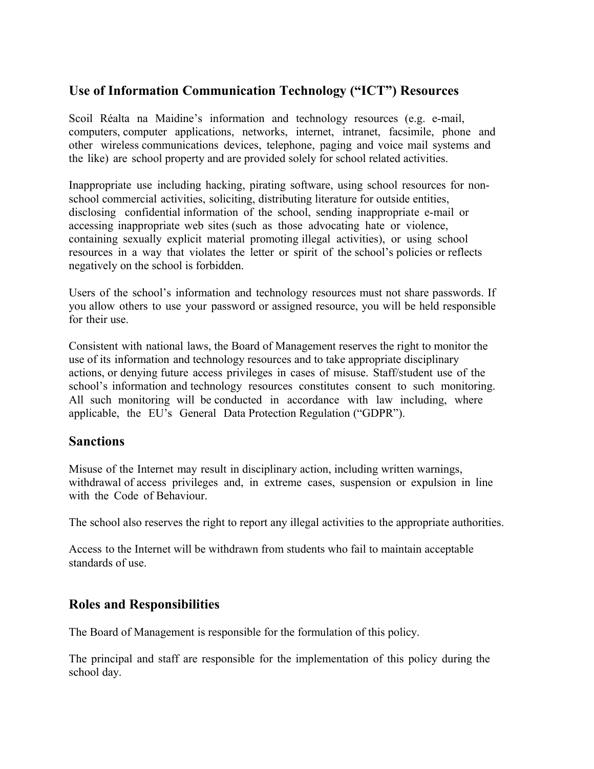## Use of Information Communication Technology ("ICT") Resources

Scoil Réalta na Maidine's information and technology resources (e.g. e-mail, computers, computer applications, networks, internet, intranet, facsimile, phone and other wireless communications devices, telephone, paging and voice mail systems and the like) are school property and are provided solely for school related activities.

Inappropriate use including hacking, pirating software, using school resources for non-school commercial activities, soliciting, distributing literature for outside entities, disclosing confidential information of the school, sending inappropriate e-mail or accessing inappropriate web sites (such as those advocating hate or violence, containing sexually explicit material promoting illegal activities), or using school resources in a way that violates the letter or spirit of the school's policies or reflects negatively on the school is forbidden.

Users of the school's information and technology resources must not share passwords. If you allow others to use your password or assigned resource, you will be held responsible for their use.

Consistent with national laws, the Board of Management reserves the right to monitor the use of its information and technology resources and to take appropriate disciplinary actions, or denying future access privileges in cases of misuse. Staff/student use of the school's information and technology resources constitutes consent to such monitoring. All such monitoring will be conducted in accordance with law including, where applicable, the EU's General Data Protection Regulation ("GDPR").

## Sanctions

Misuse of the Internet may result in disciplinary action, including written warnings, withdrawal of access privileges and, in extreme cases, suspension or expulsion in line with the Code of Behaviour.

The school also reserves the right to report any illegal activities to the appropriate authorities.

Access to the Internet will be withdrawn from students who fail to maintain acceptable standards of use.

## Roles and Responsibilities

The Board of Management is responsible for the formulation of this policy.

The principal and staff are responsible for the implementation of this policy during the school day.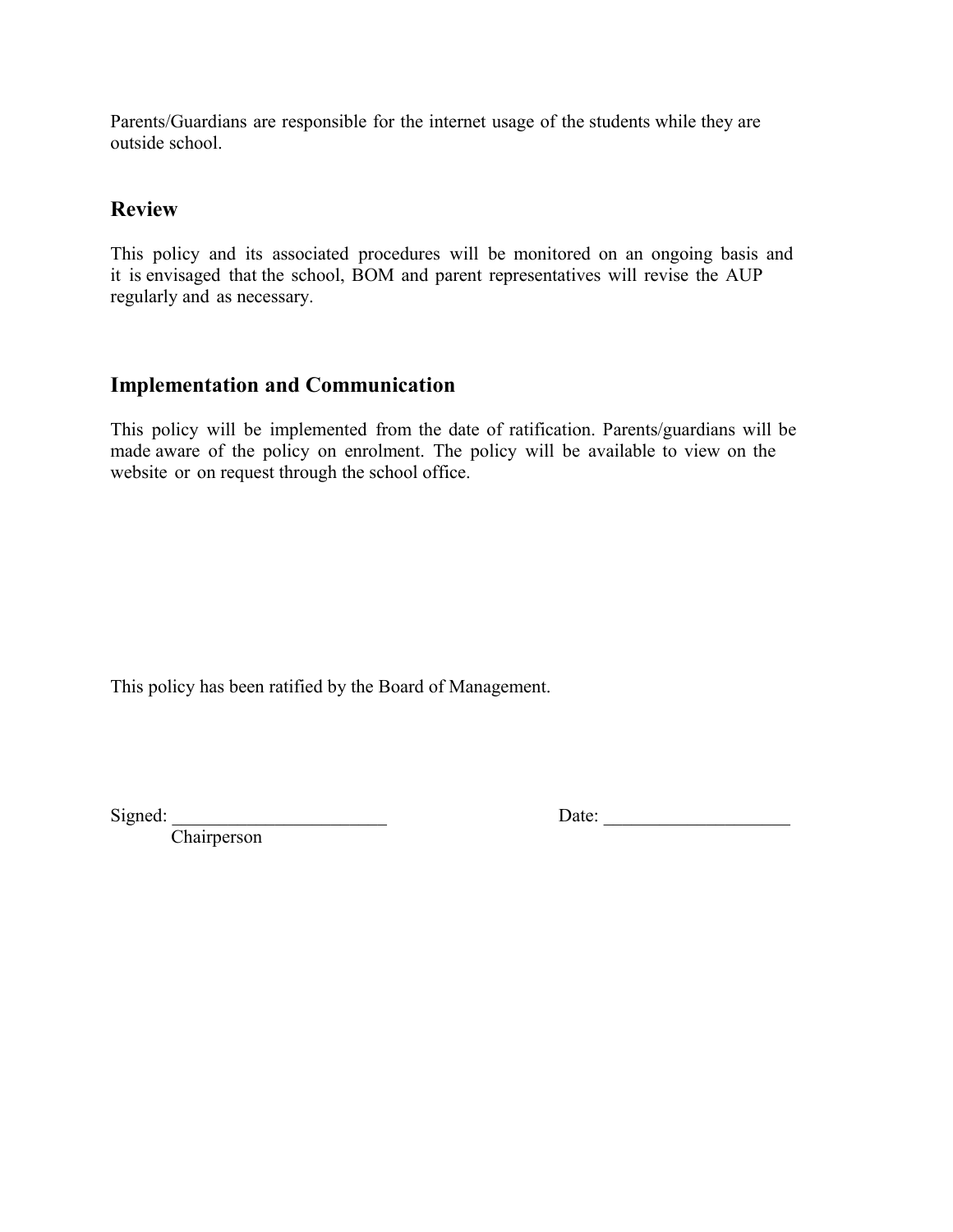Parents/Guardians are responsible for the internet usage of the students while they are outside school.

## Review

This policy and its associated procedures will be monitored on an ongoing basis and it is envisaged that the school, BOM and parent representatives will revise the AUP regularly and as necessary.

## Implementation and Communication

This policy will be implemented from the date of ratification. Parents/guardians will be made aware of the policy on enrolment. The policy will be available to view on the website or on request through the school office.

This policy has been ratified by the Board of Management.

Signed: _______________________ Date: ____________________

Chairperson